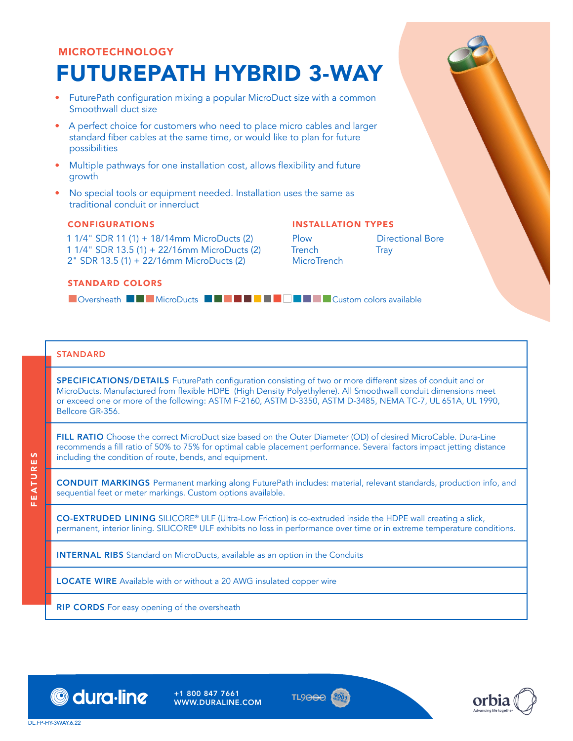MICROTECHNOLOGY

# FUTUREPATH HYBRID 3-WAY

- FuturePath configuration mixing a popular MicroDuct size with a common Smoothwall duct size
- A perfect choice for customers who need to place micro cables and larger standard fiber cables at the same time, or would like to plan for future possibilities
- Multiple pathways for one installation cost, allows flexibility and future growth
- No special tools or equipment needed. Installation uses the same as traditional conduit or innerduct

## CONFIGURATIONS

1 1/4" SDR 11 (1) + 18/14mm MicroDucts (2)
1 1/4" SDR 13.5 (1) + 22/16mm MicroDucts (2)
2" SDR 13.5 (1) + 22/16mm MicroDucts (2)

## INSTALLATION TYPES

Plow
Trench
MicroTrench
Directional Bore
Tray

## STANDARD COLORS

Oversheath MicroDucts Custom colors available

## FEATURES

### STANDARD

**SPECIFICATIONS/DETAILS** FuturePath configuration consisting of two or more different sizes of conduit and or MicroDucts. Manufactured from flexible HDPE (High Density Polyethylene). All Smoothwall conduit dimensions meet or exceed one or more of the following: ASTM F-2160, ASTM D-3350, ASTM D-3485, NEMA TC-7, UL 651A, UL 1990, Bellcore GR-356.

**FILL RATIO** Choose the correct MicroDuct size based on the Outer Diameter (OD) of desired MicroCable. Dura-Line recommends a fill ratio of 50% to 75% for optimal cable placement performance. Several factors impact jetting distance including the condition of route, bends, and equipment.

**CONDUIT MARKINGS** Permanent marking along FuturePath includes: material, relevant standards, production info, and sequential feet or meter markings. Custom options available.

**CO-EXTRUDED LINING** SILICORE® ULF (Ultra-Low Friction) is co-extruded inside the HDPE wall creating a slick, permanent, interior lining. SILICORE® ULF exhibits no loss in performance over time or in extreme temperature conditions.

**INTERNAL RIBS** Standard on MicroDucts, available as an option in the Conduits

**LOCATE WIRE** Available with or without a 20 AWG insulated copper wire

**RIP CORDS** For easy opening of the oversheath

dura·line +1 800 847 7661 WWW.DURALINE.COM

orbia Advancing life together

DL.FP-HY-3WAY.6.22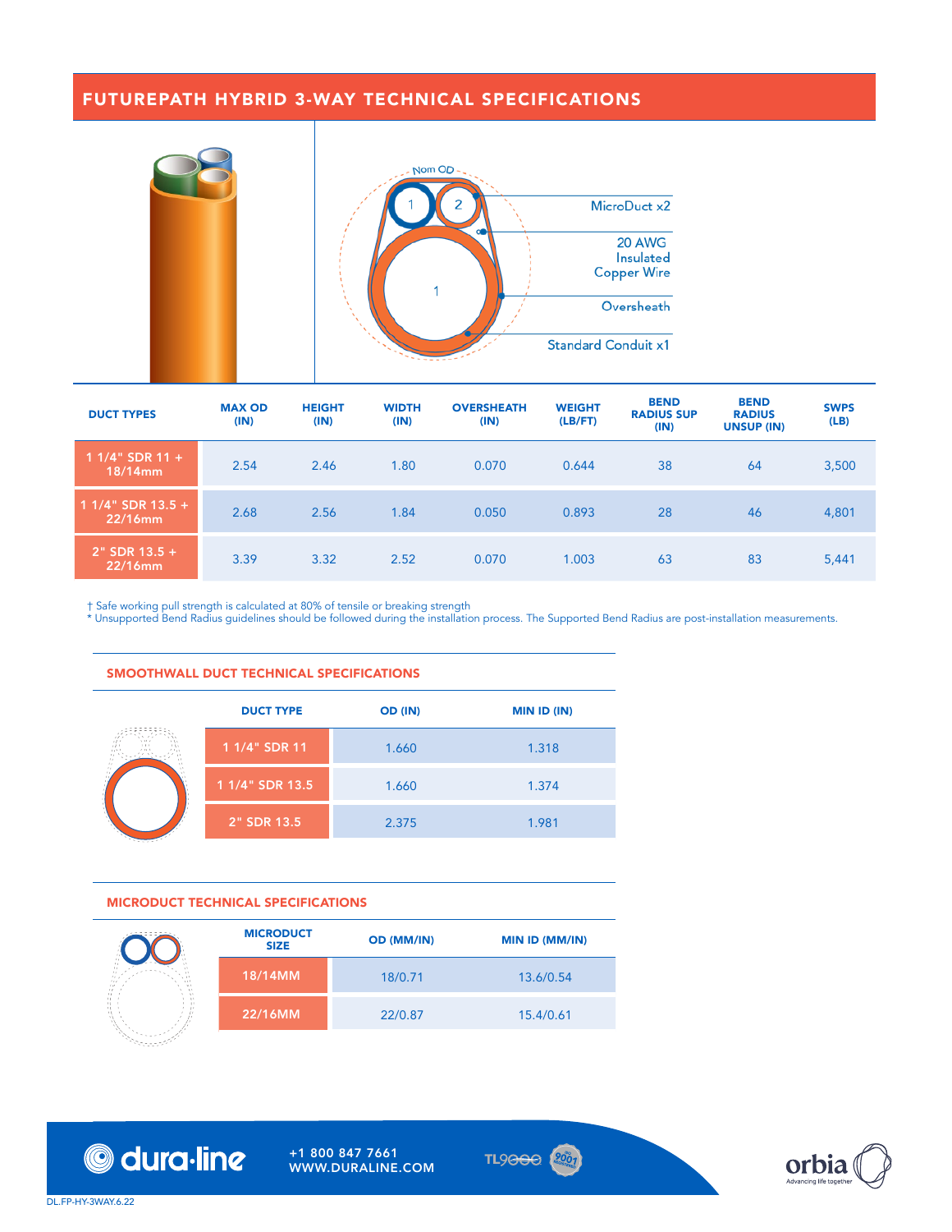## FUTUREPATH HYBRID 3-WAY TECHNICAL SPECIFICATIONS

Nom OD

1

2

1

MicroDuct x2

20 AWG Insulated Copper Wire

Oversheath

Standard Conduit x1

| DUCT TYPES | MAX OD (IN) | HEIGHT (IN) | WIDTH (IN) | OVERSHEATH (IN) | WEIGHT (LB/FT) | BEND RADIUS SUP (IN) | BEND RADIUS UNSUP (IN) | SWPS (LB) |
|---|---|---|---|---|---|---|---|---|
| 1 1/4" SDR 11 + 18/14mm | 2.54 | 2.46 | 1.80 | 0.070 | 0.644 | 38 | 64 | 3,500 |
| 1 1/4" SDR 13.5 + 22/16mm | 2.68 | 2.56 | 1.84 | 0.050 | 0.893 | 28 | 46 | 4,801 |
| 2" SDR 13.5 + 22/16mm | 3.39 | 3.32 | 2.52 | 0.070 | 1.003 | 63 | 83 | 5,441 |

† Safe working pull strength is calculated at 80% of tensile or breaking strength
* Unsupported Bend Radius guidelines should be followed during the installation process. The Supported Bend Radius are post-installation measurements.

### SMOOTHWALL DUCT TECHNICAL SPECIFICATIONS

| DUCT TYPE | OD (IN) | MIN ID (IN) |
|---|---|---|
| 1 1/4" SDR 11 | 1.660 | 1.318 |
| 1 1/4" SDR 13.5 | 1.660 | 1.374 |
| 2" SDR 13.5 | 2.375 | 1.981 |

### MICRODUCT TECHNICAL SPECIFICATIONS

| MICRODUCT SIZE | OD (MM/IN) | MIN ID (MM/IN) |
|---|---|---|
| 18/14MM | 18/0.71 | 13.6/0.54 |
| 22/16MM | 22/0.87 | 15.4/0.61 |

dura·line

+1 800 847 7661
WWW.DURALINE.COM

TL9000 ISO 9001 REGISTERED

orbia
Advancing life together

DL.FP-HY-3WAY.6.22